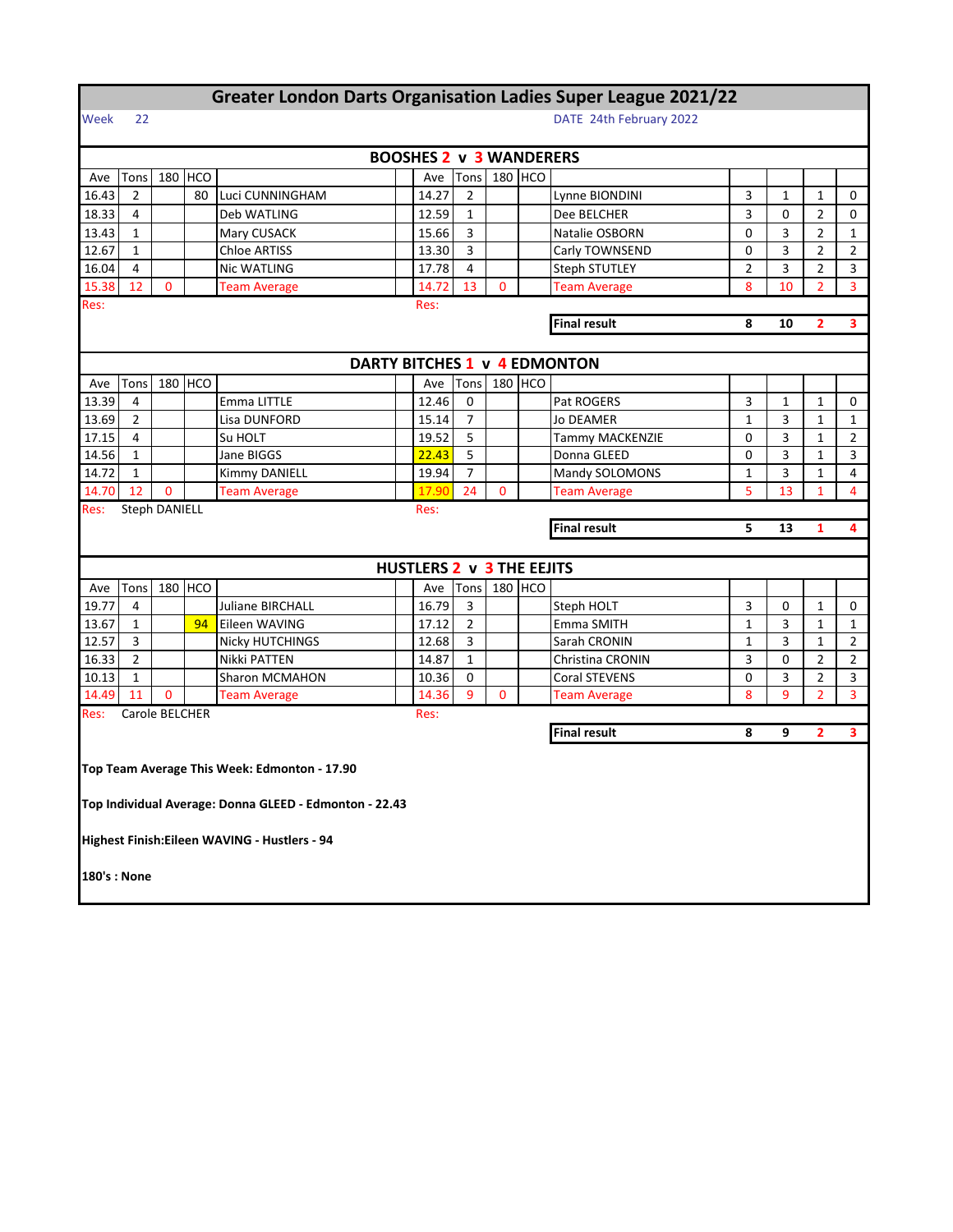# Greater London Darts Organisation Ladies Super League 2021/22

Week 22 | DATE 24th February 2022

## BOOSHES 2 v 3 WANDERERS

| Ave | Tons | 180 | HCO | | Ave | Tons | 180 | HCO | | | | | |
|---|---|---|---|---|---|---|---|---|---|---|---|---|---|
| 16.43 | 2 | | 80 | Luci CUNNINGHAM | 14.27 | 2 | | | Lynne BIONDINI | 3 | 1 | 1 | 0 |
| 18.33 | 4 | | | Deb WATLING | 12.59 | 1 | | | Dee BELCHER | 3 | 0 | 2 | 0 |
| 13.43 | 1 | | | Mary CUSACK | 15.66 | 3 | | | Natalie OSBORN | 0 | 3 | 2 | 1 |
| 12.67 | 1 | | | Chloe ARTISS | 13.30 | 3 | | | Carly TOWNSEND | 0 | 3 | 2 | 2 |
| 16.04 | 4 | | | Nic WATLING | 17.78 | 4 | | | Steph STUTLEY | 2 | 3 | 2 | 3 |
| 15.38 | 12 | 0 | | Team Average | 14.72 | 13 | 0 | | Team Average | 8 | 10 | 2 | 3 |
| Res: | | | | | Res: | | | | | | | | |
| | | | | | | | | | Final result | 8 | 10 | 2 | 3 |

## DARTY BITCHES 1 v 4 EDMONTON

| Ave | Tons | 180 | HCO | | Ave | Tons | 180 | HCO | | | | | |
|---|---|---|---|---|---|---|---|---|---|---|---|---|---|
| 13.39 | 4 | | | Emma LITTLE | 12.46 | 0 | | | Pat ROGERS | 3 | 1 | 1 | 0 |
| 13.69 | 2 | | | Lisa DUNFORD | 15.14 | 7 | | | Jo DEAMER | 1 | 3 | 1 | 1 |
| 17.15 | 4 | | | Su HOLT | 19.52 | 5 | | | Tammy MACKENZIE | 0 | 3 | 1 | 2 |
| 14.56 | 1 | | | Jane BIGGS | 22.43 | 5 | | | Donna GLEED | 0 | 3 | 1 | 3 |
| 14.72 | 1 | | | Kimmy DANIELL | 19.94 | 7 | | | Mandy SOLOMONS | 1 | 3 | 1 | 4 |
| 14.70 | 12 | 0 | | Team Average | 17.90 | 24 | 0 | | Team Average | 5 | 13 | 1 | 4 |
| Res: | Steph DANIELL | | | | Res: | | | | | | | | |
| | | | | | | | | | Final result | 5 | 13 | 1 | 4 |

## HUSTLERS 2 v 3 THE EEJITS

| Ave | Tons | 180 | HCO | | Ave | Tons | 180 | HCO | | | | | |
|---|---|---|---|---|---|---|---|---|---|---|---|---|---|
| 19.77 | 4 | | | Juliane BIRCHALL | 16.79 | 3 | | | Steph HOLT | 3 | 0 | 1 | 0 |
| 13.67 | 1 | | 94 | Eileen WAVING | 17.12 | 2 | | | Emma SMITH | 1 | 3 | 1 | 1 |
| 12.57 | 3 | | | Nicky HUTCHINGS | 12.68 | 3 | | | Sarah CRONIN | 1 | 3 | 1 | 2 |
| 16.33 | 2 | | | Nikki PATTEN | 14.87 | 1 | | | Christina CRONIN | 3 | 0 | 2 | 2 |
| 10.13 | 1 | | | Sharon MCMAHON | 10.36 | 0 | | | Coral STEVENS | 0 | 3 | 2 | 3 |
| 14.49 | 11 | 0 | | Team Average | 14.36 | 9 | 0 | | Team Average | 8 | 9 | 2 | 3 |
| Res: | Carole BELCHER | | | | Res: | | | | | | | | |
| | | | | | | | | | Final result | 8 | 9 | 2 | 3 |

**Top Team Average This Week: Edmonton - 17.90**

**Top Individual Average: Donna GLEED - Edmonton - 22.43**

**Highest Finish:Eileen WAVING - Hustlers - 94**

**180's : None**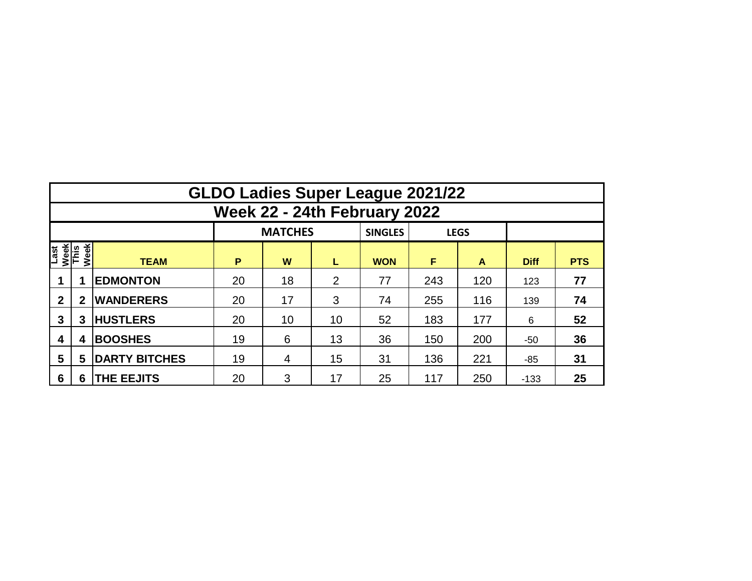# GLDO Ladies Super League 2021/22

## Week 22 - 24th February 2022

| | | | MATCHES | | | SINGLES | LEGS | | | |
|---|---|---|---|---|---|---|---|---|---|---|
| **Last Week** | **This Week** | **TEAM** | **P** | **W** | **L** | **WON** | **F** | **A** | **Diff** | **PTS** |
| **1** | **1** | **EDMONTON** | 20 | 18 | 2 | 77 | 243 | 120 | 123 | **77** |
| **2** | **2** | **WANDERERS** | 20 | 17 | 3 | 74 | 255 | 116 | 139 | **74** |
| **3** | **3** | **HUSTLERS** | 20 | 10 | 10 | 52 | 183 | 177 | 6 | **52** |
| **4** | **4** | **BOOSHES** | 19 | 6 | 13 | 36 | 150 | 200 | -50 | **36** |
| **5** | **5** | **DARTY BITCHES** | 19 | 4 | 15 | 31 | 136 | 221 | -85 | **31** |
| **6** | **6** | **THE EEJITS** | 20 | 3 | 17 | 25 | 117 | 250 | -133 | **25** |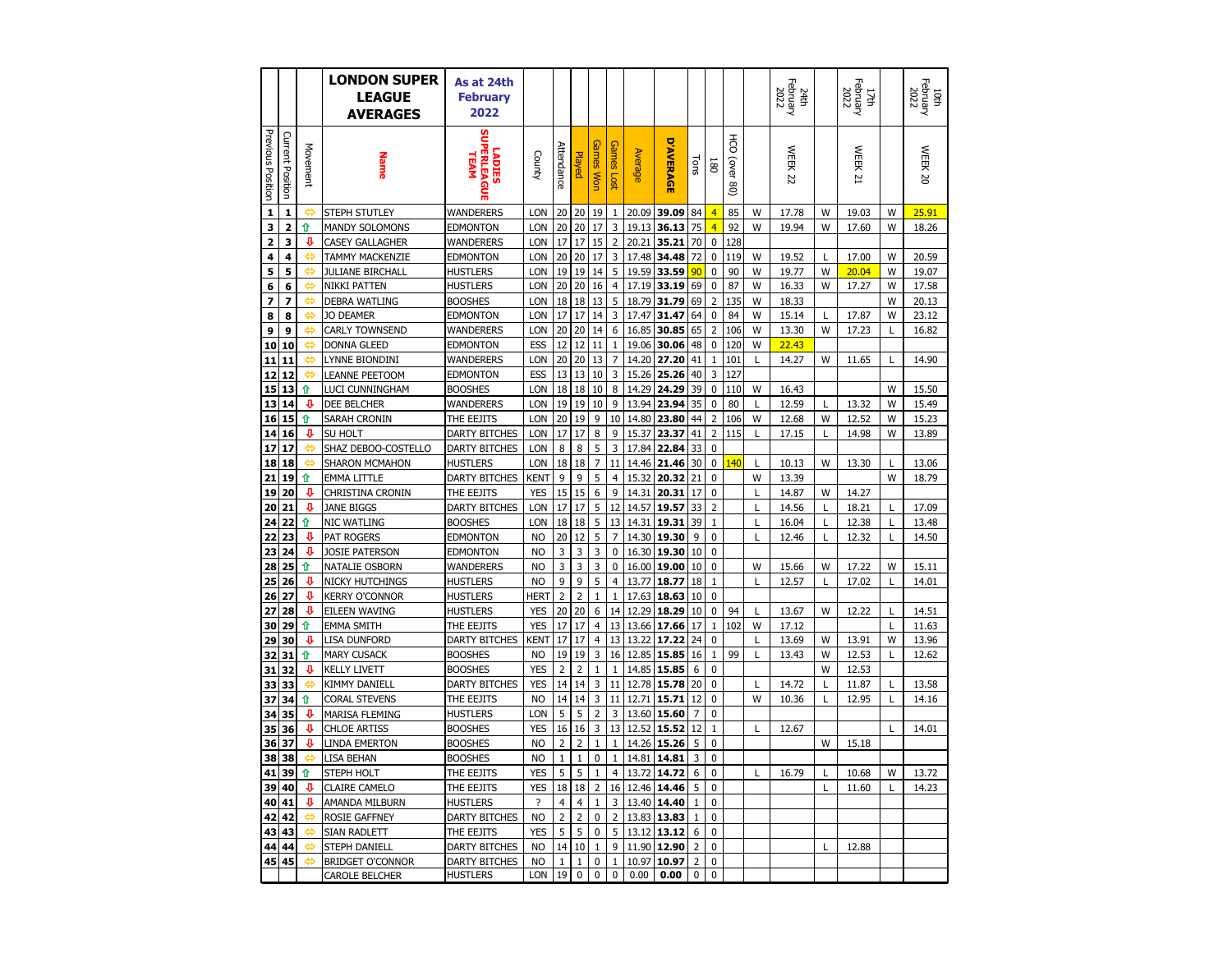| | | | **LONDON SUPER LEAGUE AVERAGES** | **As at 24th February 2022** | | | | | | | | | | | | 24th February 2022 | | 17th February 2022 | | 10th February 2022 |
|---|---|---|---|---|---|---|---|---|---|---|---|---|---|---|---|---|---|---|---|---|
| Previous Position | Current Position | Movement | **Name** | **LADIES SUPERLEAGUE TEAM** | County | Attendance | Played | Games Won | Games Lost | Average | **D'AVERAGE** | Tons | 180 | HCO (over 80) | | WEEK 22 | | WEEK 21 | | WEEK 20 |
| **1** | **1** | ⇔ | STEPH STUTLEY | WANDERERS | LON | 20 | 20 | 19 | 1 | 20.09 | **39.09** | 84 | 4 | 85 | W | 17.78 | W | 19.03 | W | 25.91 |
| **3** | **2** | ⇧ | MANDY SOLOMONS | EDMONTON | LON | 20 | 20 | 17 | 3 | 19.13 | **36.13** | 75 | 4 | 92 | W | 19.94 | W | 17.60 | W | 18.26 |
| **2** | **3** | ⇩ | CASEY GALLAGHER | WANDERERS | LON | 17 | 17 | 15 | 2 | 20.21 | **35.21** | 70 | 0 | 128 | | | | | | |
| **4** | **4** | ⇔ | TAMMY MACKENZIE | EDMONTON | LON | 20 | 20 | 17 | 3 | 17.48 | **34.48** | 72 | 0 | 119 | W | 19.52 | L | 17.00 | W | 20.59 |
| **5** | **5** | ⇔ | JULIANE BIRCHALL | HUSTLERS | LON | 19 | 19 | 14 | 5 | 19.59 | **33.59** | 90 | 0 | 90 | W | 19.77 | W | 20.04 | W | 19.07 |
| **6** | **6** | ⇔ | NIKKI PATTEN | HUSTLERS | LON | 20 | 20 | 16 | 4 | 17.19 | **33.19** | 69 | 0 | 87 | W | 16.33 | W | 17.27 | W | 17.58 |
| **7** | **7** | ⇔ | DEBRA WATLING | BOOSHES | LON | 18 | 18 | 13 | 5 | 18.79 | **31.79** | 69 | 2 | 135 | W | 18.33 | | | W | 20.13 |
| **8** | **8** | ⇔ | JO DEAMER | EDMONTON | LON | 17 | 17 | 14 | 3 | 17.47 | **31.47** | 64 | 0 | 84 | W | 15.14 | L | 17.87 | W | 23.12 |
| **9** | **9** | ⇔ | CARLY TOWNSEND | WANDERERS | LON | 20 | 20 | 14 | 6 | 16.85 | **30.85** | 65 | 2 | 106 | W | 13.30 | W | 17.23 | L | 16.82 |
| **10** | **10** | ⇔ | DONNA GLEED | EDMONTON | ESS | 12 | 12 | 11 | 1 | 19.06 | **30.06** | 48 | 0 | 120 | W | 22.43 | | | | |
| **11** | **11** | ⇔ | LYNNE BIONDINI | WANDERERS | LON | 20 | 20 | 13 | 7 | 14.20 | **27.20** | 41 | 1 | 101 | L | 14.27 | W | 11.65 | L | 14.90 |
| **12** | **12** | ⇔ | LEANNE PEETOOM | EDMONTON | ESS | 13 | 13 | 10 | 3 | 15.26 | **25.26** | 40 | 3 | 127 | | | | | | |
| **15** | **13** | ⇧ | LUCI CUNNINGHAM | BOOSHES | LON | 18 | 18 | 10 | 8 | 14.29 | **24.29** | 39 | 0 | 110 | W | 16.43 | | | W | 15.50 |
| **13** | **14** | ⇩ | DEE BELCHER | WANDERERS | LON | 19 | 19 | 10 | 9 | 13.94 | **23.94** | 35 | 0 | 80 | L | 12.59 | L | 13.32 | W | 15.49 |
| **16** | **15** | ⇧ | SARAH CRONIN | THE EEJITS | LON | 20 | 19 | 9 | 10 | 14.80 | **23.80** | 44 | 2 | 106 | W | 12.68 | W | 12.52 | W | 15.23 |
| **14** | **16** | ⇩ | SU HOLT | DARTY BITCHES | LON | 17 | 17 | 8 | 9 | 15.37 | **23.37** | 41 | 2 | 115 | L | 17.15 | L | 14.98 | W | 13.89 |
| **17** | **17** | ⇔ | SHAZ DEBOO-COSTELLO | DARTY BITCHES | LON | 8 | 8 | 5 | 3 | 17.84 | **22.84** | 33 | 0 | | | | | | | |
| **18** | **18** | ⇔ | SHARON MCMAHON | HUSTLERS | LON | 18 | 18 | 7 | 11 | 14.46 | **21.46** | 30 | 0 | 140 | L | 10.13 | W | 13.30 | L | 13.06 |
| **21** | **19** | ⇧ | EMMA LITTLE | DARTY BITCHES | KENT | 9 | 9 | 5 | 4 | 15.32 | **20.32** | 21 | 0 | | W | 13.39 | | | W | 18.79 |
| **19** | **20** | ⇩ | CHRISTINA CRONIN | THE EEJITS | YES | 15 | 15 | 6 | 9 | 14.31 | **20.31** | 17 | 0 | | L | 14.87 | W | 14.27 | | |
| **20** | **21** | ⇩ | JANE BIGGS | DARTY BITCHES | LON | 17 | 17 | 5 | 12 | 14.57 | **19.57** | 33 | 2 | | L | 14.56 | L | 18.21 | L | 17.09 |
| **24** | **22** | ⇧ | NIC WATLING | BOOSHES | LON | 18 | 18 | 5 | 13 | 14.31 | **19.31** | 39 | 1 | | L | 16.04 | L | 12.38 | L | 13.48 |
| **22** | **23** | ⇩ | PAT ROGERS | EDMONTON | NO | 20 | 12 | 5 | 7 | 14.30 | **19.30** | 9 | 0 | | L | 12.46 | L | 12.32 | L | 14.50 |
| **23** | **24** | ⇩ | JOSIE PATERSON | EDMONTON | NO | 3 | 3 | 3 | 0 | 16.30 | **19.30** | 10 | 0 | | | | | | | |
| **28** | **25** | ⇧ | NATALIE OSBORN | WANDERERS | NO | 3 | 3 | 3 | 0 | 16.00 | **19.00** | 10 | 0 | | W | 15.66 | W | 17.22 | W | 15.11 |
| **25** | **26** | ⇩ | NICKY HUTCHINGS | HUSTLERS | NO | 9 | 9 | 5 | 4 | 13.77 | **18.77** | 18 | 1 | | L | 12.57 | L | 17.02 | L | 14.01 |
| **26** | **27** | ⇩ | KERRY O'CONNOR | HUSTLERS | HERT | 2 | 2 | 1 | 1 | 17.63 | **18.63** | 10 | 0 | | | | | | | |
| **27** | **28** | ⇩ | EILEEN WAVING | HUSTLERS | YES | 20 | 20 | 6 | 14 | 12.29 | **18.29** | 10 | 0 | 94 | L | 13.67 | W | 12.22 | L | 14.51 |
| **30** | **29** | ⇧ | EMMA SMITH | THE EEJITS | YES | 17 | 17 | 4 | 13 | 13.66 | **17.66** | 17 | 1 | 102 | W | 17.12 | | | L | 11.63 |
| **29** | **30** | ⇩ | LISA DUNFORD | DARTY BITCHES | KENT | 17 | 17 | 4 | 13 | 13.22 | **17.22** | 24 | 0 | | L | 13.69 | W | 13.91 | W | 13.96 |
| **32** | **31** | ⇧ | MARY CUSACK | BOOSHES | NO | 19 | 19 | 3 | 16 | 12.85 | **15.85** | 16 | 1 | 99 | L | 13.43 | W | 12.53 | L | 12.62 |
| **31** | **32** | ⇩ | KELLY LIVETT | BOOSHES | YES | 2 | 2 | 1 | 1 | 14.85 | **15.85** | 6 | 0 | | | | W | 12.53 | | |
| **33** | **33** | ⇔ | KIMMY DANIELL | DARTY BITCHES | YES | 14 | 14 | 3 | 11 | 12.78 | **15.78** | 20 | 0 | | L | 14.72 | L | 11.87 | L | 13.58 |
| **37** | **34** | ⇧ | CORAL STEVENS | THE EEJITS | NO | 14 | 14 | 3 | 11 | 12.71 | **15.71** | 12 | 0 | | W | 10.36 | L | 12.95 | L | 14.16 |
| **34** | **35** | ⇩ | MARISA FLEMING | HUSTLERS | LON | 5 | 5 | 2 | 3 | 13.60 | **15.60** | 7 | 0 | | | | | | | |
| **35** | **36** | ⇩ | CHLOE ARTISS | BOOSHES | YES | 16 | 16 | 3 | 13 | 12.52 | **15.52** | 12 | 1 | | L | 12.67 | | | L | 14.01 |
| **36** | **37** | ⇩ | LINDA EMERTON | BOOSHES | NO | 2 | 2 | 1 | 1 | 14.26 | **15.26** | 5 | 0 | | | | W | 15.18 | | |
| **38** | **38** | ⇔ | LISA BEHAN | BOOSHES | NO | 1 | 1 | 0 | 1 | 14.81 | **14.81** | 3 | 0 | | | | | | | |
| **41** | **39** | ⇧ | STEPH HOLT | THE EEJITS | YES | 5 | 5 | 1 | 4 | 13.72 | **14.72** | 6 | 0 | | L | 16.79 | L | 10.68 | W | 13.72 |
| **39** | **40** | ⇩ | CLAIRE CAMELO | THE EEJITS | YES | 18 | 18 | 2 | 16 | 12.46 | **14.46** | 5 | 0 | | | | L | 11.60 | L | 14.23 |
| **40** | **41** | ⇩ | AMANDA MILBURN | HUSTLERS | ? | 4 | 4 | 1 | 3 | 13.40 | **14.40** | 1 | 0 | | | | | | | |
| **42** | **42** | ⇔ | ROSIE GAFFNEY | DARTY BITCHES | NO | 2 | 2 | 0 | 2 | 13.83 | **13.83** | 1 | 0 | | | | | | | |
| **43** | **43** | ⇔ | SIAN RADLETT | THE EEJITS | YES | 5 | 5 | 0 | 5 | 13.12 | **13.12** | 6 | 0 | | | | | | | |
| **44** | **44** | ⇔ | STEPH DANIELL | DARTY BITCHES | NO | 14 | 10 | 1 | 9 | 11.90 | **12.90** | 2 | 0 | | | | L | 12.88 | | |
| **45** | **45** | ⇔ | BRIDGET O'CONNOR | DARTY BITCHES | NO | 1 | 1 | 0 | 1 | 10.97 | **10.97** | 2 | 0 | | | | | | | |
| | | | CAROLE BELCHER | HUSTLERS | LON | 19 | 0 | 0 | 0 | 0.00 | **0.00** | 0 | 0 | | | | | | | |